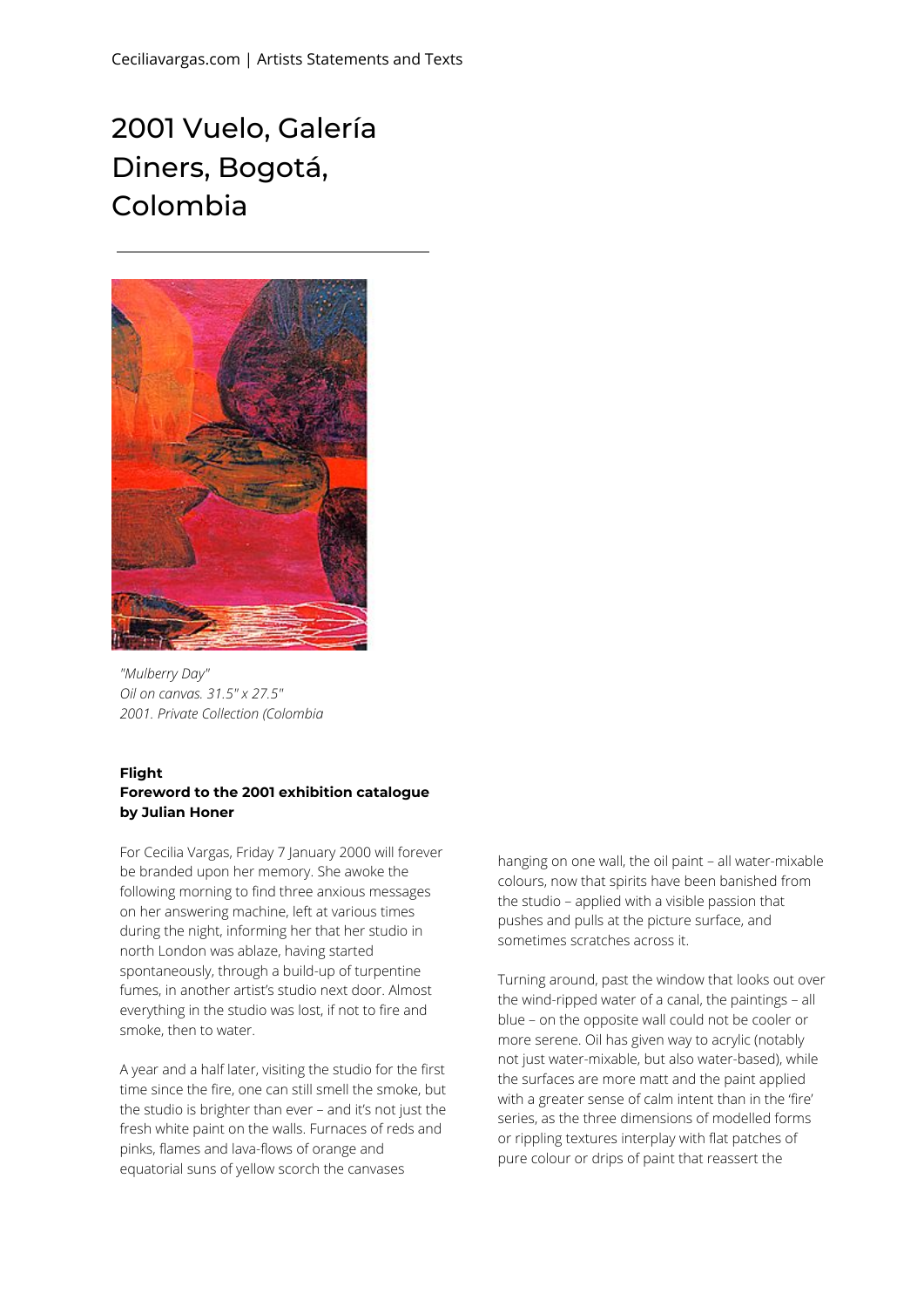# 2001 Vuelo, Galería Diners, Bogotá, Colombia

*"Mulberry Day"*
*Oil on canvas. 31.5" x 27.5"*
*2001. Private Collection (Colombia*

**Flight**
**Foreword to the 2001 exhibition catalogue by Julian Honer**

For Cecilia Vargas, Friday 7 January 2000 will forever be branded upon her memory. She awoke the following morning to find three anxious messages on her answering machine, left at various times during the night, informing her that her studio in north London was ablaze, having started spontaneously, through a build-up of turpentine fumes, in another artist's studio next door. Almost everything in the studio was lost, if not to fire and smoke, then to water.

A year and a half later, visiting the studio for the first time since the fire, one can still smell the smoke, but the studio is brighter than ever – and it's not just the fresh white paint on the walls. Furnaces of reds and pinks, flames and lava-flows of orange and equatorial suns of yellow scorch the canvases hanging on one wall, the oil paint – all water-mixable colours, now that spirits have been banished from the studio – applied with a visible passion that pushes and pulls at the picture surface, and sometimes scratches across it.

Turning around, past the window that looks out over the wind-ripped water of a canal, the paintings – all blue – on the opposite wall could not be cooler or more serene. Oil has given way to acrylic (notably not just water-mixable, but also water-based), while the surfaces are more matt and the paint applied with a greater sense of calm intent than in the 'fire' series, as the three dimensions of modelled forms or rippling textures interplay with flat patches of pure colour or drips of paint that reassert the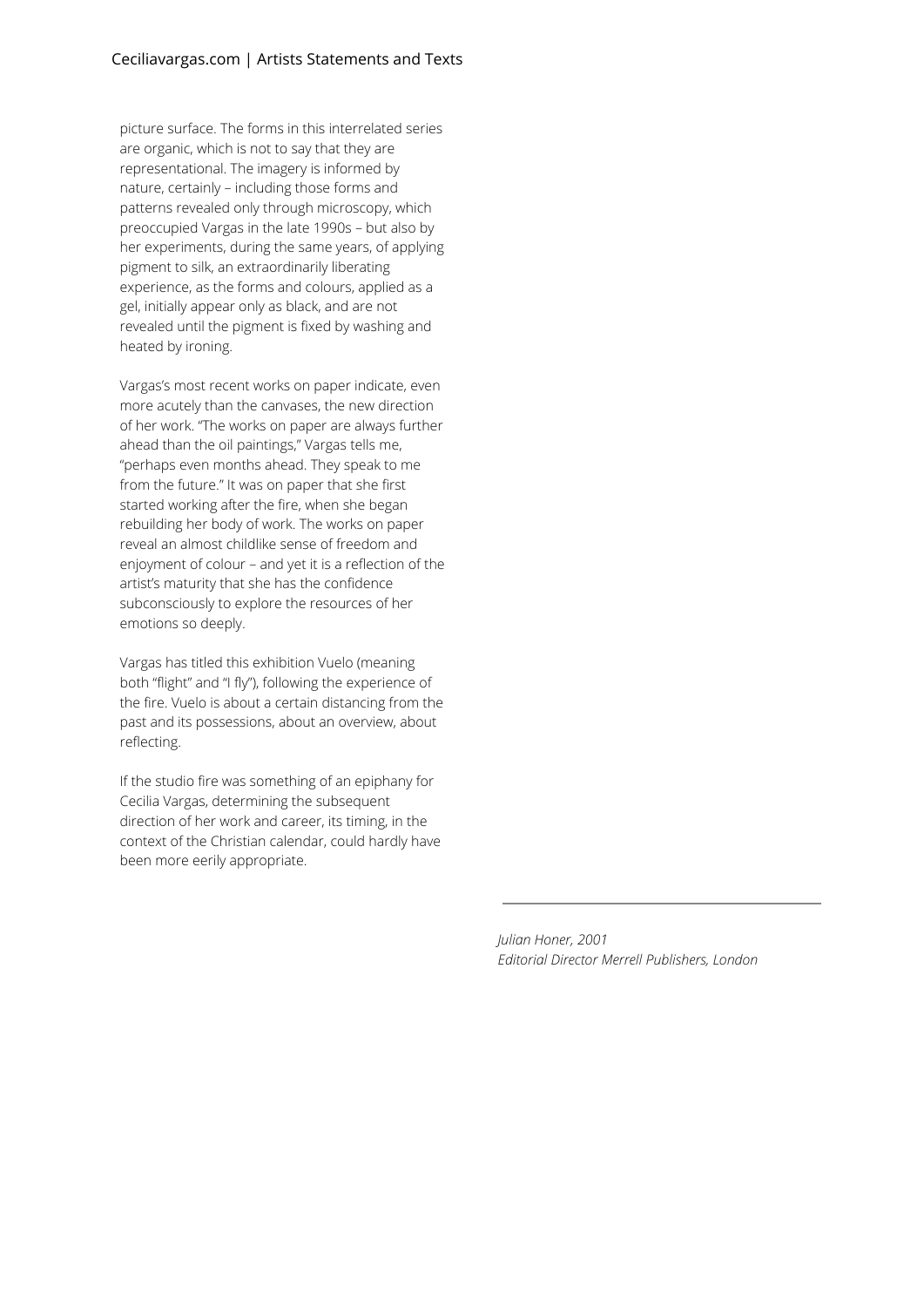picture surface. The forms in this interrelated series are organic, which is not to say that they are representational. The imagery is informed by nature, certainly – including those forms and patterns revealed only through microscopy, which preoccupied Vargas in the late 1990s – but also by her experiments, during the same years, of applying pigment to silk, an extraordinarily liberating experience, as the forms and colours, applied as a gel, initially appear only as black, and are not revealed until the pigment is fixed by washing and heated by ironing.

Vargas's most recent works on paper indicate, even more acutely than the canvases, the new direction of her work. "The works on paper are always further ahead than the oil paintings," Vargas tells me, "perhaps even months ahead. They speak to me from the future." It was on paper that she first started working after the fire, when she began rebuilding her body of work. The works on paper reveal an almost childlike sense of freedom and enjoyment of colour – and yet it is a reflection of the artist's maturity that she has the confidence subconsciously to explore the resources of her emotions so deeply.

Vargas has titled this exhibition Vuelo (meaning both "flight" and "I fly"), following the experience of the fire. Vuelo is about a certain distancing from the past and its possessions, about an overview, about reflecting.

If the studio fire was something of an epiphany for Cecilia Vargas, determining the subsequent direction of her work and career, its timing, in the context of the Christian calendar, could hardly have been more eerily appropriate.

---

*Julian Honer, 2001*
*Editorial Director Merrell Publishers, London*